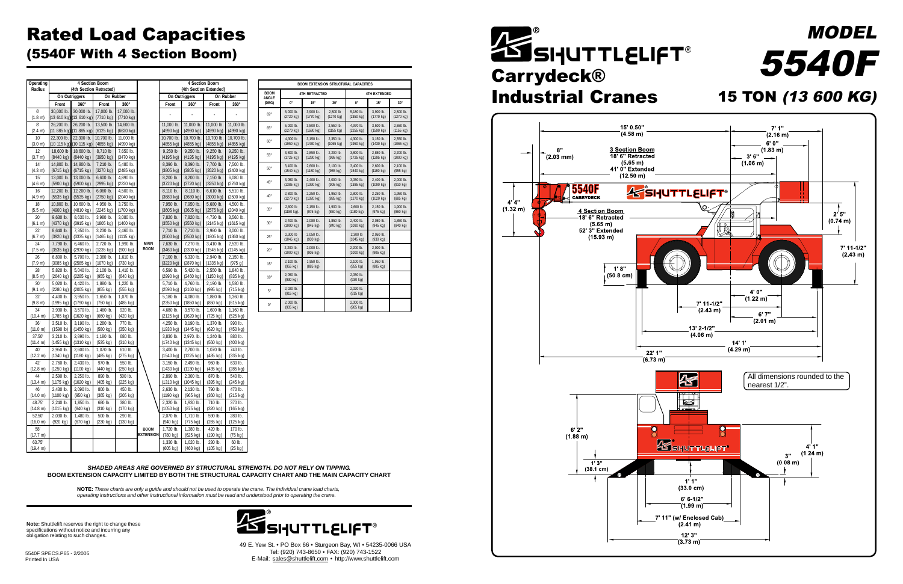# Rated Load Capacities
## (5540F With 4 Section Boom)

| Operating Radius | 4 Section Boom (4th Section Retracted) | | | | | 4 Section Boom (4th Section Extended) | | | |
|---|---|---|---|---|---|---|---|---|---|
| | On Outriggers | | On Rubber | | | On Outriggers | | On Rubber | |
| | Front | 360° | Front | 360° | | Front | 360° | Front | 360° |
| 6' (1.8 m) | 30,000 lb. (13 610 kg) | 30,000 lb. (13 610 kg) | 17,000 lb. (7710 kg) | 17,000 lb. (7710 kg) | | - | - | - | - |
| 8' (2.4 m) | 26,200 lb. (11 885 kg) | 26,200 lb. (11 885 kg) | 13,500 lb. (6125 kg) | 14,600 lb. (6620 kg) | | 11,000 lb. (4990 kg) | 11,000 lb. (4990 kg) | 11,000 lb. (4990 kg) | 11,000 lb. (4990 kg) |
| 10' (3.0 m) | 22,300 lb. (10 115 kg) | 22,300 lb. (10 115 kg) | 10,700 lb. (4855 kg) | 11,000 lb (4990 kg) | | 10,700 lb. (4855 kg) | 10,700 lb. (4855 kg) | 10,700 lb. (4855 kg) | 10,700 lb. (4855 kg) |
| 12' (3.7 m) | 18,600 lb. (8440 kg) | 18,600 lb. (8440 kg) | 8,710 lb. (3950 kg) | 7,650 lb. (3470 kg) | | 9,250 lb. (4195 kg) | 9,250 lb. (4195 kg) | 9,250 lb. (4195 kg) | 9,250 lb. (4195 kg) |
| 14' (4.3 m) | 14,800 lb. (6715 kg) | 14,800 lb. (6715 kg) | 7,210 lb. (3270 kg) | 5,480 lb. (2485 kg) | | 8,390 lb. (3805 kg) | 8,390 lb. (3805 kg) | 7,760 lb. (3520 kg) | 7,500 lb. (3400 kg) |
| 15' (4.6 m) | 13,000 lb. (5900 kg) | 13,000 lb. (5900 kg) | 6,600 lb. (2995 kg) | 4,890 lb. (2220 kg) | | 8,200 lb. (3720 kg) | 8,200 lb. (3720 kg) | 7,150 lb. (3250 kg) | 6,080 lb. (2760 kg) |
| 16' (4.9 m) | 12,200 lb. (5535 kg) | 12,200 lb. (5535 kg) | 6,060 lb. (2750 kg) | 4,500 lb. (2040 kg) | | 8,110 lb. (3680 kg) | 8,110 lb. (3680 kg) | 6,610 lb. (3000 kg) | 5,510 lb. (2500 kg) |
| 18' (5.5 m) | 10,800 lb. (4900 kg) | 10,600 lb. (4810 kg) | 4,950 lb. (2245 kg) | 3,750 lb. (1700 kg) | | 7,950 lb. (3605 kg) | 7,950 lb. (3605 kg) | 5,680 lb. (2575 kg) | 4,500 lb. (2040 kg) |
| 20' (6.1 m) | 9,630 lb. (4370 kg) | 8,630 lb. (3915 kg) | 3,980 lb. (1805 kg) | 3,080 lb. (1400 kg) | | 7,820 lb. (3550 kg) | 7,820 lb. (3550 kg) | 4,730 lb. (2145 kg) | 3,560 lb. (1615 kg) |
| 22' (6.7 m) | 8,640 lb. (3920 kg) | 7,350 lb. (3335 kg) | 3,230 lb. (1465 kg) | 2,460 lb. (1115 kg) | | 7,710 lb. (3500 kg) | 7,710 lb. (3500 kg) | 3,980 lb. (1805 kg) | 3,000 lb. (1360 kg) |
| 24' (7.5 m) | 7,790 lb. (3535 kg) | 6,460 lb. (2930 kg) | 2,720 lb. (1235 kg) | 1,990 lb. (900 kg) | MAIN BOOM | 7,630 lb. (3460 kg) | 7,270 lb. (3300 kg) | 3,410 lb. (1545 kg) | 2,520 lb. (1145 kg) |
| 26' (7.9 m) | 6,800 lb. (3085 kg) | 5,700 lb. (2585 kg) | 2,360 lb. (1070 kg) | 1,610 lb. (730 kg) | | 7,100 lb. (3220 kg) | 6,330 lb. (2870 kg) | 2,940 lb. (1335 kg) | 2,150 lb. (975 g) |
| 28' (8.5 m) | 5,820 lb. (2640 kg) | 5,040 lb. (2285 kg) | 2,100 lb. (955 kg) | 1,410 lb. (640 kg) | | 6,590 lb. (2990 kg) | 5,420 lb. (2460 kg) | 2,550 lb. (1150 kg) | 1,840 lb. (835 kg) |
| 30' (9.1 m) | 5,020 lb. (2280 kg) | 4,420 lb. (2005 kg) | 1,880 lb. (855 kg) | 1,220 lb. (555 kg) | | 5,710 lb. (2590 kg) | 4,760 lb. (2160 kg) | 2,190 lb. (995 kg) | 1,580 lb. (715 kg) |
| 32' (9.8 m) | 4,400 lb. (1995 kg) | 3,950 lb. (1790 kg) | 1,650 lb. (750 kg) | 1,070 lb. (485 kg) | | 5,180 lb. (2350 kg) | 4,080 lb. (1850 kg) | 1,880 lb. (850 kg) | 1,360 lb. (615 kg) |
| 34' (10.4 m) | 3,930 lb. (1785 kg) | 3,570 lb. (1620 kg) | 1,460 lb. (660 kg) | 920 lb. (420 kg) | | 4,680 lb. (2125 kg) | 3,570 lb. (1620 kg) | 1,600 lb. (725 kg) | 1,160 lb. (525 kg) |
| 36' (11.0 m) | 3,510 lb. (1590 lb) | 3,190 lb. (1450 kg) | 1,280 lb. (580 kg) | 770 lb. (350 kg) | | 4,250 lb. (1930 kg) | 3,190 lb. (1445 kg) | 1,370 lb. (620 kg) | 990 lb. (450 kg) |
| 37.50' (11.4 m) | 3,210 lb. (1455 kg) | 2,890 lb. (1310 kg) | 1,180 lb. (535 kg) | 680 lb. (310 kg) | | 3,830 lb. (1740 kg) | 2,970 lb. (1345 kg) | 1,240 lb. (560 kg) | 880 lb. (400 kg) |
| 40' (12.2 m) | 2,950 lb. (1340 kg) | 2,600 lb. (1180 kg) | 1,070 lb. (485 kg) | 610 lb. (275 kg) | | 3,400 lb. (1540 kg) | 2,700 lb. (1225 kg) | 1,070 lb. (485 kg) | 740 lb. (335 kg) |
| 42' (12.8 m) | 2,760 lb. (1250 kg) | 2,430 lb. (1100 kg) | 970 lb. (440 kg) | 550 lb. (250 kg) | | 3,150 lb. (1430 kg) | 2,490 lb. (1130 kg) | 960 lb. (435 kg) | 630 lb. (285 kg) |
| 44' (13.4 m) | 2,590 lb. (1175 kg) | 2,250 lb. (1020 kg) | 890 lb. (405 kg) | 500 lb. (225 kg) | | 2,890 lb. (1310 kg) | 2,300 lb. (1045 kg) | 870 lb. (395 kg) | 540 lb. (245 kg) |
| 46' (14.0 m) | 2,430 lb. (1100 kg) | 2,090 lb. (950 kg) | 800 lb. (365 kg) | 450 lb. (205 kg) | | 2,630 lb. (1190 kg) | 2,130 lb. (965 kg) | 790 lb. (360 kg) | 470 lb. (215 kg) |
| 48.75' (14.8 m) | 2,240 lb. (1015 kg) | 1,850 lb. (840 kg) | 680 lb. (310 kg) | 380 lb. (170 kg) | | 2,320 lb. (1050 kg) | 1,930 lb. (875 kg) | 710 lb. (320 kg) | 370 lb. (165 kg) |
| 52.50' (16.0 m) | 2,030 lb. (920 kg) | 1,480 lb. (670 kg) | 500 lb. (230 kg) | 290 lb. (130 kg) | | 2,070 lb. (940 kg) | 1,710 lb. (775 kg) | 590 lb. (265 kg) | 280 lb. (125 kg) |
| 58' (17.7 m) | | | | | BOOM EXTENSION | 1,720 lb. (780 kg) | 1,380 lb. (625 kg) | 420 lb. (190 kg) | 170 lb. (75 kg) |
| 63.75' (19.4 m) | | | | | | 1,330 lb. (605 kg) | 1,020 lb. (460 kg) | 230 lb. (105 kg) | 60 lb. (25 kg) |

| BOOM ANGLE (DEG) | BOOM EXTENSION STRUCTURAL CAPACITIES | | | | | |
|---|---|---|---|---|---|---|
| | 4TH RETRACTED | | | 4TH EXTENDED | | |
| | 0° | 15° | 30° | 0° | 15° | 30° |
| 69° | 6,000 lb. (2720 kg) | 3,900 lb. (1770 kg) | 2,800 lb (1270 kg) | 5,180 lb. (2350 kg) | 3,900 lb. (1770 kg) | 2,800 lb. (1270 kg) |
| 65° | 5,000 lb. (2270 kg) | 3,500 lb. (1590 kg) | 2,550 lb. (1155 kg) | 4,970 lb. (2255 kg) | 3,500 lb. (1590 kg) | 2,550 lb. (1155 kg) |
| 60° | 4,300 lb. (1950 kg) | 3,150 lb. (1430 kg) | 2,350 lb. (1065 kg) | 4,300 lb. (1950 kg) | 3,150 lb. (1430 kg) | 2,350 lb. (1065 kg) |
| 55° | 3,800 lb. (1725 kg) | 2,850 lb. (1290 kg) | 2,200 lb. (995 kg) | 3,800 lb. (1725 kg) | 2,850 lb. (1295 kg) | 2,200 lb. (1000 kg) |
| 50° | 3,400 lb. (1540 kg) | 2,600 lb. (1180 kg) | 2,100 lb. (955 kg) | 3,400 lb. (1540 kg) | 2,600 lb. (1180 kg) | 2,100 lb. (955 kg) |
| 45° | 3,050 lb. (1385 kg) | 2,400 lb. (1090 kg) | 2,000 lb. (905 kg) | 3,050 lb. (1385 kg) | 2,400 lb. (1090 kg) | 2,000 lb. (910 kg) |
| 40° | 2,800 lb. (1270 kg) | 2,250 lb. (1020 kg) | 1,950 lb. (885 kg) | 2,800 lb. (1270 kg) | 2,250 lb. (1020 kg) | 1,950 lb. (885 kg) |
| 35° | 2,600 lb. (1180 kg) | 2,150 lb. (975 kg) | 1,900 lb. (860 kg) | 2,600 lb. (1180 kg). | 2,150 lb. (975 kg) | 1,900 lb. (860 kg) |
| 30° | 2,400 lb. (1090 kg) | 2,080 lb. (945 kg) | 1,850 lb. (840 kg) | 2,400 lb. (1090 kg) | 2,080 lb. (945 kg) | 1,850 lb. (840 kg) |
| 25° | 2,300 lb. (1045 kg) | 2,050 lb. (930 kg) | | 2,300 lb. (1045 kg) | 2,050 lb. (930 kg) | |
| 20° | 2,200 lb. (1000 kg) | 2,000 lb. (905 kg) | | 2,200 lb. (1000 kg) | 2,000 lb. (905 kg) | |
| 15° | 2,100 lb. (955 kg) | 1,950 lb. (885 kg) | | 2,100 lb. (955 kg) | 1,950 lb. (885 kg) | |
| 10° | 2,050 lb. (930 kg) | | | 2,050 lb. (930 kg) | | |
| 5° | 2,020 lb. (915 kg) | | | 2,020 lb. (915 kg) | | |
| 0° | 2,000 lb. (905 kg) | | | 2,000 lb. (905 kg) | | |

***SHADED AREAS ARE GOVERNED BY STRUCTURAL STRENGTH. DO NOT RELY ON TIPPING.***
**BOOM EXTENSION CAPACITY LIMITED BY BOTH THE STRUCTURAL CAPACITY CHART AND THE MAIN CAPACITY CHART**

**NOTE:** *These charts are only a guide and should not be used to operate the crane. The individual crane load charts, operating instructions and other instructional information must be read and understood prior to operating the crane.*

**Note:** Shuttlelift reserves the right to change these specifications without notice and incurring any obligation relating to such changes.

5540F SPECS.P65 - 2/2005
Printed In USA

SHUTTLELIFT®

49 E. Yew St. • PO Box 66 • Sturgeon Bay, WI • 54235-0066 USA
Tel: (920) 743-8650 • FAX: (920) 743-1522
E-Mail: sales@shuttlelift.com • http://www.shuttlelift.com

# SHUTTLELIFT® Carrydeck® Industrial Cranes

# *MODEL 5540F*

## 15 TON *(13 600 KG)*

15' 0.50" (4.58 m)
7' 1" (2.16 m)
6' 0" (1.83 m)
3' 6" (1.06 m)
8" (2.03 mm)
3 Section Boom
18' 6" Retracted (5.65 m)
41' 0" Extended (12.50 m)
4' 4" (1.32 m)
4 Section Boom
18' 6" Retracted (5.65 m)
52' 3" Extended (15.93 m)
2' 5" (0.74 m)
7' 11-1/2" (2.43 m)
1' 8" (50.8 cm)
4' 0" (1.22 m)
7' 11-1/2" (2.43 m)
6' 7" (2.01 m)
13' 2-1/2" (4.06 m)
14' 1' (4.29 m)
22' 1" (6.73 m)

All dimensions rounded to the nearest 1/2".

6' 2" (1.88 m)
4' 1" (1.24 m)
3" (0.08 m)
1' 3" (38.1 cm)
1' 1" (33.0 cm)
6' 6-1/2" (1.99 m)
7' 11" (w/ Enclosed Cab) (2.41 m)
12' 3" (3.73 m)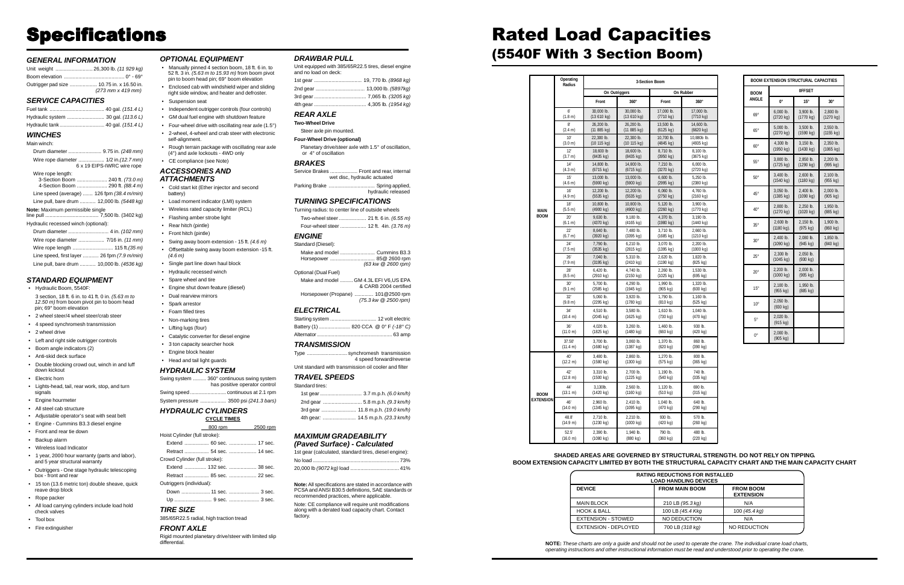# Specifications

## GENERAL INFORMATION

Unit weight .......................... 26,300 lb. *(11 929 kg)*

Boom elevation ........................................ 0° - 69°

Outrigger pad size ................... 10.75 in. x 16.50 in. *(273 mm x 419 mm)*

## SERVICE CAPACITIES

Fuel tank .................................... 40 gal. *(151.4 L)*

Hydraulic system ........................ 30 gal. *(113.6 L)*

Hydraulic tank ............................. 40 gal. *(151.4 L)*

## WINCHES

Main winch:

Drum diameter ........................ 9.75 in. *(248 mm)*

Wire rope diameter .................. 1/2 in.*(12.7 mm)* 6 x 19 EIPS-IWRC wire rope

Wire rope length:
3-Section Boom ..................... 240 ft. *(73.0 m)*
4-Section Boom ..................... 290 ft. *(88.4 m)*

Line speed (average) ....... 126 fpm *(38.4 m/min)*

Line pull, bare drum ........... 12,000 lb. *(5448 kg)*

**Note:** Maximum permissible single line pull ..................................... 7,500 lb. (3402 kg)

Hydraulic recessed winch (optional):

Drum diameter ............................ 4 in. *(102 mm)*

Wire rope diameter .................. 7/16 in. *(11 mm)*

Wire rope length ............................ 115 ft.*(35 m)*

Line speed, first layer ........... 26 fpm *(7.9 m/min)*

Line pull, bare drum ........... 10,000 lb. *(4536 kg)*

## STANDARD EQUIPMENT

- Hydraulic Boom, 5540F:
  3 section, 18 ft. 6 in. to 41 ft. 0 in. *(5.63 m to 12.50 m)* from boom pivot pin to boom head pin; 69° boom elevation
- 2 wheel steer/4 wheel steer/crab steer
- 4 speed synchromesh transmission
- 2 wheel drive
- Left and right side outrigger controls
- Boom angle indicators (2)
- Anti-skid deck surface
- Double blocking crowd out, winch in and luff down kickout
- Electric horn
- Lights-head, tail, rear work, stop, and turn signals
- Engine hourmeter
- All steel cab structure
- Adjustable operator's seat with seat belt
- Engine - Cummins B3.3 diesel engine
- Front and rear tie down
- Backup alarm
- Wireless load Indicator
- 1 year, 2000 hour warranty (parts and labor), and 5 year structural warranty
- Outriggers - One stage hydraulic telescoping box - front and rear
- 15 ton (13.6 metric ton) double sheave, quick reave drop block
- Rope packer
- All load carrying cylinders include load hold check valves
- Tool box
- Fire extinguisher

## OPTIONAL EQUIPMENT

- Manually pinned 4 section boom, 18 ft. 6 in. to 52 ft. 3 in. *(5.63 m to 15.93 m)* from boom pivot pin to boom head pin; 69° boom elevation
- Enclosed cab with windshield wiper and sliding right side window, and heater and defroster.
- Suspension seat
- Independent outrigger controls (four controls)
- GM dual fuel engine with shutdown feature
- Four-wheel drive with oscillating rear axle (1.5°)
- 2-wheel, 4-wheel and crab steer with electronic self-alignment.
- Rough terrain package with oscillating rear axle (4°) and axle lockouts - 4WD only
- CE compliance (see Note)

## ACCESSORIES AND ATTACHMENTS

- Cold start kit (Ether injector and second battery)
- Load moment indicator (LMI) system
- Wireless rated capacity limiter (RCL)
- Flashing amber strobe light
- Rear hitch (pintle)
- Front hitch (pintle)
- Swing away boom extension - 15 ft. *(4.6 m)*
- Offsettable swing away boom extension -15 ft. *(4.6 m)*
- Single part line down haul block
- Hydraulic recessed winch
- Spare wheel and tire
- Engine shut down feature (diesel)
- Dual rearview mirrors
- Spark arrestor
- Foam filled tires
- Non-marking tires
- Lifting lugs (four)
- Catalytic converter for diesel engine
- 3 ton capacity searcher hook
- Engine block heater
- Head and tail light guards

## HYDRAULIC SYSTEM

Swing system .......... 360° continuous swing system has positive operator control

Swing speed ......................... continuous at 2.1 rpm

System pressure .................. 3500 psi *(241.3 bars)*

## HYDRAULIC CYLINDERS

**CYCLE TIMES**

| | 800 rpm | 2500 rpm |
|---|---|---|
| Hoist Cylinder (full stroke): | | |
| Extend | 60 sec. | 17 sec. |
| Retract | 54 sec. | 14 sec. |
| Crowd Cylinder (full stroke): | | |
| Extend | 132 sec. | 38 sec. |
| Retract | 85 sec. | 22 sec. |
| Outriggers (individual): | | |
| Down | 11 sec. | 3 sec. |
| Up | 9 sec. | 3 sec. |

## TIRE SIZE

385/65R22.5 radial, high traction tread

## FRONT AXLE

Rigid mounted planetary drive/steer with limited slip differential.

## DRAWBAR PULL

Unit equipped with 385/65R22.5 tires, diesel engine and no load on deck:

1st gear ................................ 19, 770 lb. *(8968 kg)*

2nd gear ................................. 13,000 lb. *(5897kg)*

3rd gear ................................... 7,065 lb. *(3205 kg)*

4th gear ................................... 4,305 lb. *(1954 kg)*

## REAR AXLE

**Two-Wheel Drive**

Steer axle pin mounted.

**Four-Wheel Drive (optional)**

Planetary drive/steer axle with 1.5° of oscillation, or 4° of oscillation

## BRAKES

Service Brakes .................. Front and rear, internal wet disc, hydraulic actuated

Parking Brake ................................ Spring applied, hydraulic released

## TURNING SPECIFICATIONS

Turning radius: to center line of outside wheels

Two-wheel steer .................. 21 ft. 6 in. *(6.55 m)*

Four-wheel steer ................. 12 ft. 4in. *(3.76 m)*

## ENGINE

Standard (Diesel):

Make and model ........................ Cummins B3.3

Horsepower ............................... 85@ 2600 rpm *(63 kw @ 2600 rpm)*

Optional (Dual Fuel)

Make and model ......... GM 4.3L EFI V6,US EPA & CARB 2004 certified

Horsepower (Propane) ............. 101@2500 rpm *(75.3 kw @ 2500 rpm)*

## ELECTRICAL

Starting system ............................... 12 volt electric

Battery (1) ...................... 820 CCA @ 0° F *(-18° C)*

Alternator .................................................... 63 amp

## TRANSMISSION

Type ............................synchromesh transmission 4 speed forward/reverse

Unit standard with transmission oil cooler and filter

## TRAVEL SPEEDS

Standard tires:

1st gear ............................ 3.7 m.p.h. *(6.0 km/h)*

2nd gear .......................... 5.8 m.p.h. *(9.3 km/h)*

3rd gear ....................... 11.8 m.p.h. *(19.0 km/h)*

4th gear: ...................... 14.5 m.p.h. *(23.3 km/h)*

## MAXIMUM GRADEABILITY *(Paved Surface) - Calculated*

1st gear (calculated, standard tires, diesel engine):

No load ............................................................ 73%

20,000 lb *(9072 kg)* load ................................. 41%

**Note:** All specifications are stated in accordance with PCSA and ANSI B30.5 definitions, SAE standards or recommended practices, where applicable.

Note: CE compliance will require unit modifications along with a derated load capacity chart. Contact factory.

# Rated Load Capacities

## (5540F With 3 Section Boom)

| | Operating Radius | 3-Section Boom | | | |
|---|---|---|---|---|---|
| | | On Outriggers | | On Rubber | |
| | | Front | 360° | Front | 360° |
| MAIN BOOM | 6' (1.8 m) | 30,000 lb. (13 610 kg) | 30,000 lb. (13 610 kg) | 17,000 lb. (7710 kg) | 17,000 lb. (7710 kg) |
| | 8' (2.4 m) | 26,200 lb. (11 885 kg) | 26,200 lb. (11 885 kg) | 13,500 lb. (6125 kg) | 14,600 lb. (6620 kg) |
| | 10' (3.0 m) | 22,300 lb. (10 115 kg) | 22,300 lb. (10 115 kg) | 10,700 lb. (4845 kg) | 10,880 lb. (4935 kg) |
| | 12' (3.7 m) | 18,600 lb (8435 kg) | 18,600 lb. (8435 kg) | 8,710 lb. (3950 kg) | 8,100 lb. (3675 kg) |
| | 14' (4.3 m) | 14,800 lb. (6715 kg) | 14,800 lb. (6715 kg) | 7,210 lb. (3270 kg) | 6,000 lb. (2720 kg) |
| | 15' (4.6 m) | 13,000 lb. (5900 kg) | 13,000 lb. (5900 kg) | 6,600 lb. (2995 kg) | 5,250 lb. (2380 kg) |
| | 16' (4.9 m) | 12,200 lb. (5535 kg) | 12,200 lb. (5535 kg) | 6,060 lb. (2750 kg) | 4,760 lb. (2160 kg) |
| | 18' (5.5 m) | 10,800 lb. (4900 kg) | 10,800 lb. (4900 kg) | 5,120 lb. (2260 kg) | 3,900 lb. (1770 kg) |
| | 20' (6.1 m) | 9,630 lb. (4370 kg) | 9,180 lb. (4165 kg) | 4,370 lb. (1980 kg) | 3,190 lb. (1440 kg) |
| | 22' (6.7 m) | 8,640 lb. (3920 kg) | 7,480 lb. (3395 kg) | 3,710 lb. (1685 kg) | 2,660 lb. (1210 kg) |
| | 24' (7.5 m) | 7,790 lb. (3535 kg) | 6,210 lb. (2815 kg) | 3,070 lb. (1395 kg) | 2,200 lb. (1000 kg) |
| | 26' (7.9 m) | 7,040 lb. (3195 kg) | 5,310 lb. (2410 kg) | 2,620 lb. (1190 kg) | 1,820 lb. (825 kg) |
| | 28' (8.5 m) | 6,420 lb. (2910 kg) | 4,740 lb. (2150 kg) | 2,260 lb. (1025 kg) | 1,530 lb. (695 kg) |
| | 30' (9.1 m) | 5,700 lb. (2585 kg) | 4,290 lb. (1945 kg) | 1,990 lb. (905 kg) | 1,320 lb. (600 kg) |
| | 32' (9.8 m) | 5,060 lb. (2295 kg) | 3,920 lb. (1780 kg) | 1,790 lb. (810 kg) | 1,160 lb. (525 kg) |
| | 34' (10.4 m) | 4,510 lb. (2045 kg) | 3,580 lb. (1625 kg) | 1,610 lb. (730 kg) | 1,040 lb. (470 kg) |
| | 36' (11.0 m) | 4,020 lb. (1825 kg) | 3,260 lb. (1480 kg) | 1,460 lb. (660 kg) | 930 lb. (420 kg) |
| | 37.50' (11.4 m) | 3,700 lb. (1680 kg) | 3,060 lb. (1387 kg) | 1,370 lb. (620 kg) | 860 lb. (390 kg) |
| BOOM EXTENSION | 40' (12.2 m) | 3,480 lb. (1580 kg) | 2,860 lb. (1300 kg) | 1,270 lb. (575 kg) | 800 lb. (365 kg) |
| | 42' (12.8 m) | 3,310 lb. (1500 kg) | 2,700 lb. (1225 kg) | 1,190 lb. (540 kg) | 740 lb. (335 kg) |
| | 44' (13.1 m) | 3,130lb. (1420 kg) | 2,560 lb. (1160 kg) | 1,120 lb. (510 kg) | 690 lb. (315 kg) |
| | 46' (14.0 m) | 2,960 lb. (1345 kg) | 2,410 lb. (1095 kg) | 1,040 lb. (470 kg) | 640 lb. (290 kg) |
| | 48.8' (14.9 m) | 2,710 lb. (1230 kg) | 2,210 lb. (1000 kg) | 930 lb. (420 kg) | 570 lb. (260 kg) |
| | 52.5' (16.0 m) | 2,390 lb. (1080 kg) | 1,940 lb. (880 kg) | 790 lb. (360 kg) | 480 lb. (220 kg) |

| BOOM EXTENSION STRUCTURAL CAPACITIES | | | |
|---|---|---|---|
| BOOM ANGLE | OFFSET | | |
| | 0° | 15° | 30° |
| 69° | 6,000 lb. (2720 kg) | 3,900 lb. (1770 kg) | 2,800 lb (1270 kg) |
| 65° | 5,000 lb. (2270 kg) | 3,500 lb. (1590 kg) | 2,550 lb. (1155 kg) |
| 60° | 4,300 lb (1950 kg) | 3,150 lb. (1430 kg) | 2,350 lb. (1065 kg) |
| 55° | 3,800 lb. (1725 kg) | 2,850 lb. (1290 kg) | 2,200 lb. (995 kg) |
| 50° | 3,400 lb. (1540 kg) | 2,600 lb. (1180 kg) | 2,100 lb. (955 kg) |
| 45° | 3,050 lb. (1385 kg) | 2,400 lb. (1090 kg) | 2,000 lb. (905 kg) |
| 40° | 2,800 lb. (1270 kg) | 2,250 lb. (1020 kg) | 1,950 lb. (885 kg) |
| 35° | 2,600 lb (1180 kg) | 2,150 lb. (975 kg) | 1,900 lb. (860 kg) |
| 30° | 2,400 lb. (1090 kg) | 2,080 lb. (945 kg) | 1,850 lb. (840 kg) |
| 25° | 2,300 lb (1045 kg) | 2,050 lb. (930 kg) | |
| 20° | 2,200 lb. (1000 kg) | 2,000 lb. (905 kg) | |
| 15° | 2,100 lb. (955 kg) | 1,950 lb. (885 kg) | |
| 10° | 2,050 lb. (930 kg) | | |
| 5° | 2,020 lb. (915 kg) | | |
| 0° | 2,000 lb. (905 kg) | | |

**SHADED AREAS ARE GOVERNED BY STRUCTURAL STRENGTH. DO NOT RELY ON TIPPING.**
**BOOM EXTENSION CAPACITY LIMITED BY BOTH THE STRUCTURAL CAPACITY CHART AND THE MAIN CAPACITY CHART**

| RATING REDUCTIONS FOR INSTALLED LOAD HANDLING DEVICES | | |
|---|---|---|
| DEVICE | FROM MAIN BOOM | FROM BOOM EXTENSION |
| MAIN BLOCK | 210 LB *(95.3 kg)* | N/A |
| HOOK & BALL | 100 LB *(45.4 Kkg* | 100 *(45.4 kg)* |
| EXTENSION - STOWED | NO DEDUCTION | N/A |
| EXTENSION - DEPLOYED | 700 LB *(318 kg)* | NO REDUCTION |

**NOTE:** *These charts are only a guide and should not be used to operate the crane. The individual crane load charts, operating instructions and other instructional information must be read and understood prior to operating the crane.*